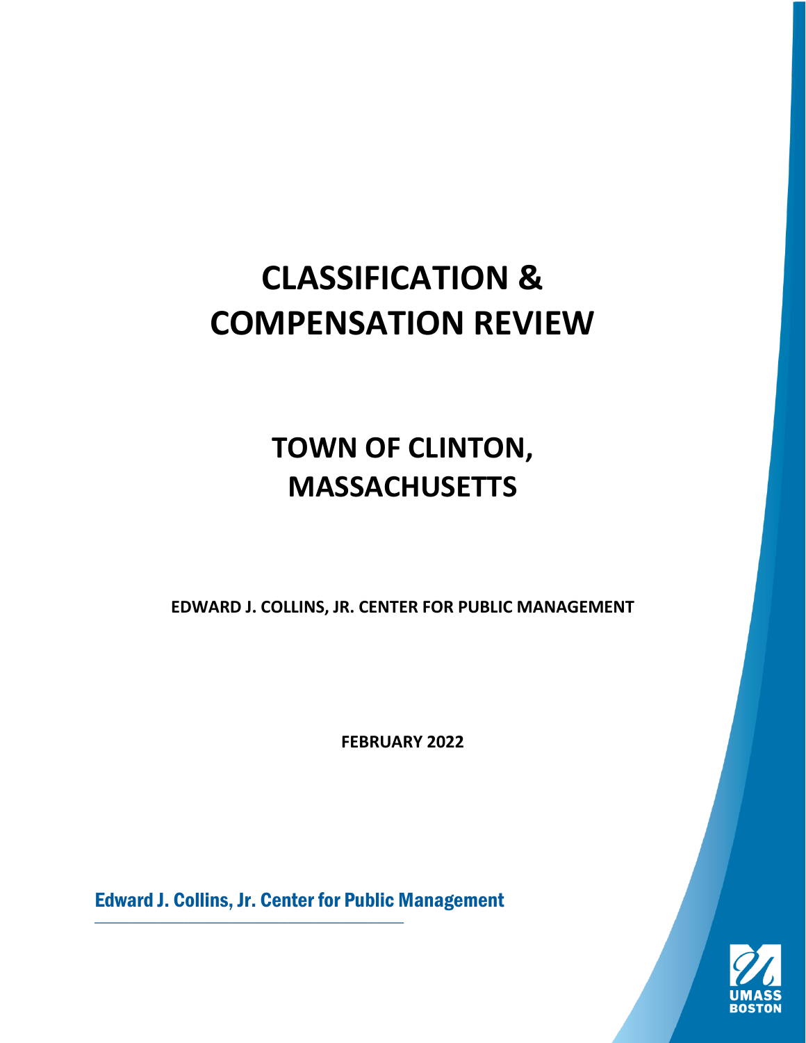# CLASSIFICATION & COMPENSATION REVIEW

## TOWN OF CLINTON, MASSACHUSETTS

**EDWARD J. COLLINS, JR. CENTER FOR PUBLIC MANAGEMENT**

**FEBRUARY 2022**

Edward J. Collins, Jr. Center for Public Management

UMASS BOSTON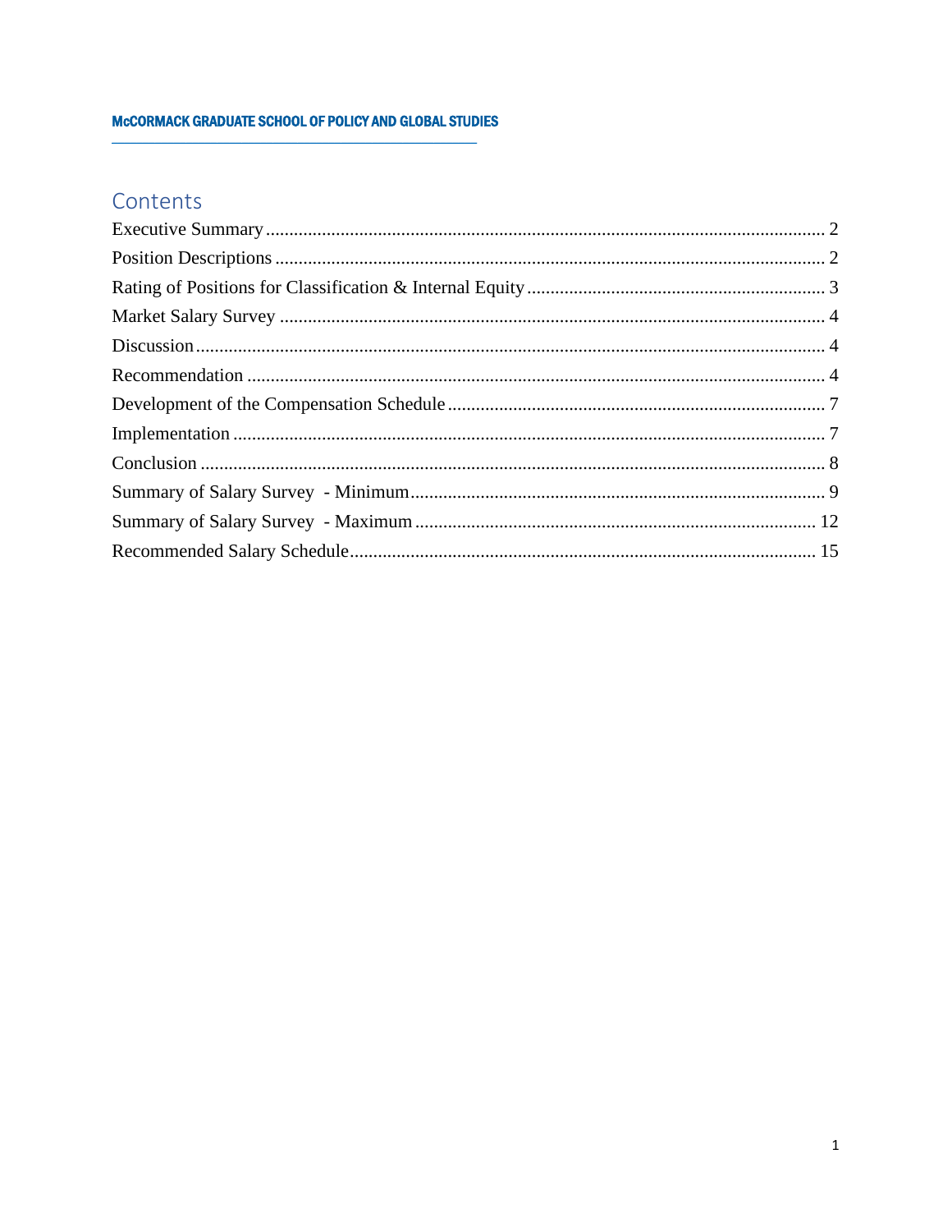## Contents

Executive Summary ........ 2
Position Descriptions ........ 2
Rating of Positions for Classification & Internal Equity ........ 3
Market Salary Survey ........ 4
Discussion ........ 4
Recommendation ........ 4
Development of the Compensation Schedule ........ 7
Implementation ........ 7
Conclusion ........ 8
Summary of Salary Survey - Minimum ........ 9
Summary of Salary Survey - Maximum ........ 12
Recommended Salary Schedule ........ 15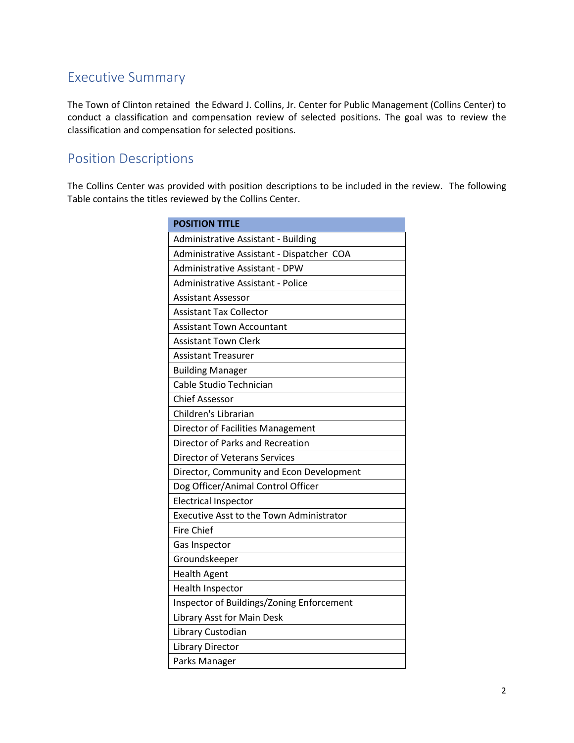## Executive Summary

The Town of Clinton retained the Edward J. Collins, Jr. Center for Public Management (Collins Center) to conduct a classification and compensation review of selected positions. The goal was to review the classification and compensation for selected positions.

## Position Descriptions

The Collins Center was provided with position descriptions to be included in the review. The following Table contains the titles reviewed by the Collins Center.

| POSITION TITLE |
| --- |
| Administrative Assistant - Building |
| Administrative Assistant - Dispatcher COA |
| Administrative Assistant - DPW |
| Administrative Assistant - Police |
| Assistant Assessor |
| Assistant Tax Collector |
| Assistant Town Accountant |
| Assistant Town Clerk |
| Assistant Treasurer |
| Building Manager |
| Cable Studio Technician |
| Chief Assessor |
| Children's Librarian |
| Director of Facilities Management |
| Director of Parks and Recreation |
| Director of Veterans Services |
| Director, Community and Econ Development |
| Dog Officer/Animal Control Officer |
| Electrical Inspector |
| Executive Asst to the Town Administrator |
| Fire Chief |
| Gas Inspector |
| Groundskeeper |
| Health Agent |
| Health Inspector |
| Inspector of Buildings/Zoning Enforcement |
| Library Asst for Main Desk |
| Library Custodian |
| Library Director |
| Parks Manager |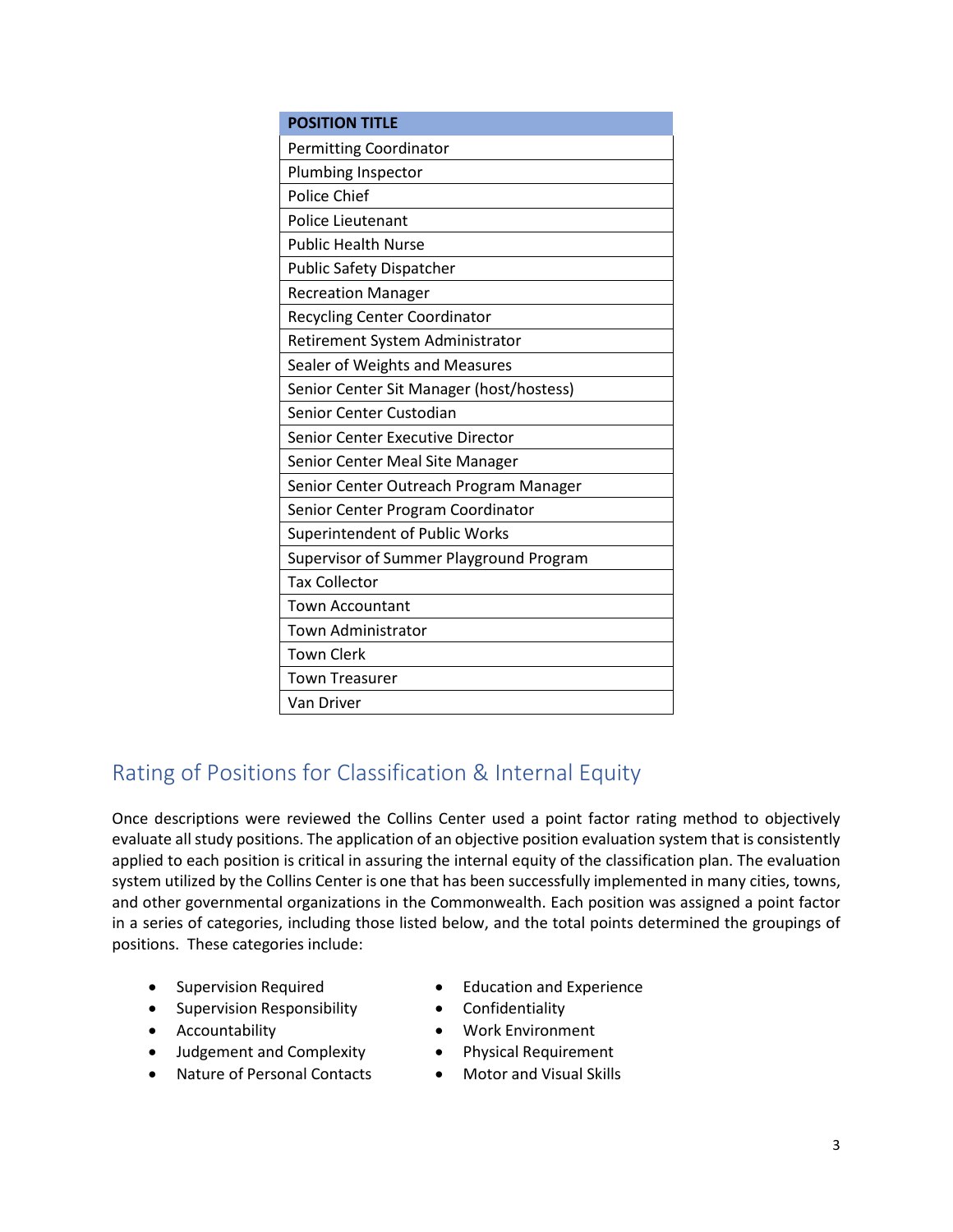| POSITION TITLE |
| --- |
| Permitting Coordinator |
| Plumbing Inspector |
| Police Chief |
| Police Lieutenant |
| Public Health Nurse |
| Public Safety Dispatcher |
| Recreation Manager |
| Recycling Center Coordinator |
| Retirement System Administrator |
| Sealer of Weights and Measures |
| Senior Center Sit Manager (host/hostess) |
| Senior Center Custodian |
| Senior Center Executive Director |
| Senior Center Meal Site Manager |
| Senior Center Outreach Program Manager |
| Senior Center Program Coordinator |
| Superintendent of Public Works |
| Supervisor of Summer Playground Program |
| Tax Collector |
| Town Accountant |
| Town Administrator |
| Town Clerk |
| Town Treasurer |
| Van Driver |

## Rating of Positions for Classification & Internal Equity

Once descriptions were reviewed the Collins Center used a point factor rating method to objectively evaluate all study positions. The application of an objective position evaluation system that is consistently applied to each position is critical in assuring the internal equity of the classification plan. The evaluation system utilized by the Collins Center is one that has been successfully implemented in many cities, towns, and other governmental organizations in the Commonwealth. Each position was assigned a point factor in a series of categories, including those listed below, and the total points determined the groupings of positions. These categories include:

- Supervision Required
- Supervision Responsibility
- Accountability
- Judgement and Complexity
- Nature of Personal Contacts
- Education and Experience
- Confidentiality
- Work Environment
- Physical Requirement
- Motor and Visual Skills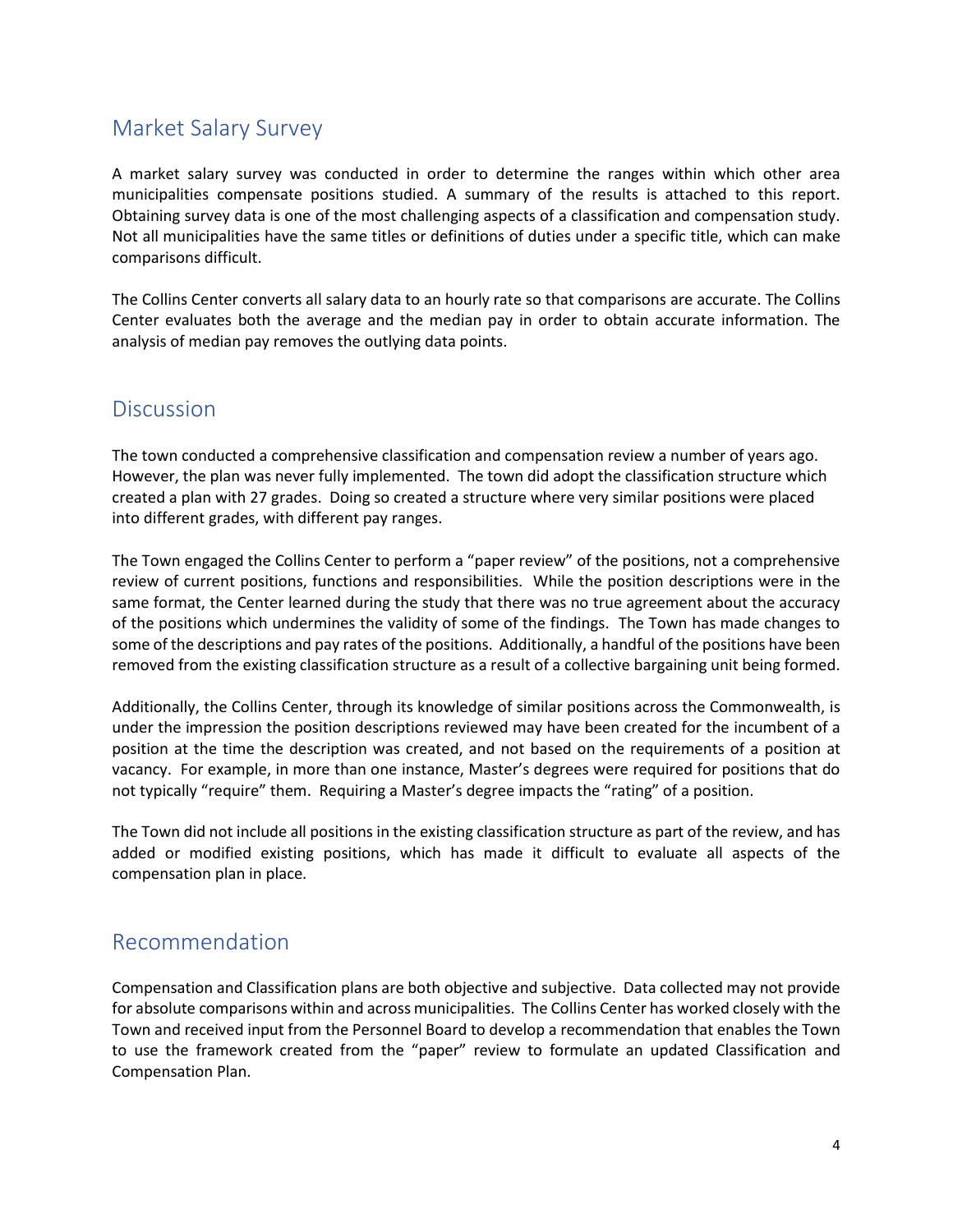## Market Salary Survey

A market salary survey was conducted in order to determine the ranges within which other area municipalities compensate positions studied. A summary of the results is attached to this report. Obtaining survey data is one of the most challenging aspects of a classification and compensation study. Not all municipalities have the same titles or definitions of duties under a specific title, which can make comparisons difficult.

The Collins Center converts all salary data to an hourly rate so that comparisons are accurate. The Collins Center evaluates both the average and the median pay in order to obtain accurate information. The analysis of median pay removes the outlying data points.

## Discussion

The town conducted a comprehensive classification and compensation review a number of years ago. However, the plan was never fully implemented. The town did adopt the classification structure which created a plan with 27 grades. Doing so created a structure where very similar positions were placed into different grades, with different pay ranges.

The Town engaged the Collins Center to perform a "paper review" of the positions, not a comprehensive review of current positions, functions and responsibilities. While the position descriptions were in the same format, the Center learned during the study that there was no true agreement about the accuracy of the positions which undermines the validity of some of the findings. The Town has made changes to some of the descriptions and pay rates of the positions. Additionally, a handful of the positions have been removed from the existing classification structure as a result of a collective bargaining unit being formed.

Additionally, the Collins Center, through its knowledge of similar positions across the Commonwealth, is under the impression the position descriptions reviewed may have been created for the incumbent of a position at the time the description was created, and not based on the requirements of a position at vacancy. For example, in more than one instance, Master's degrees were required for positions that do not typically "require" them. Requiring a Master's degree impacts the "rating" of a position.

The Town did not include all positions in the existing classification structure as part of the review, and has added or modified existing positions, which has made it difficult to evaluate all aspects of the compensation plan in place.

## Recommendation

Compensation and Classification plans are both objective and subjective. Data collected may not provide for absolute comparisons within and across municipalities. The Collins Center has worked closely with the Town and received input from the Personnel Board to develop a recommendation that enables the Town to use the framework created from the "paper" review to formulate an updated Classification and Compensation Plan.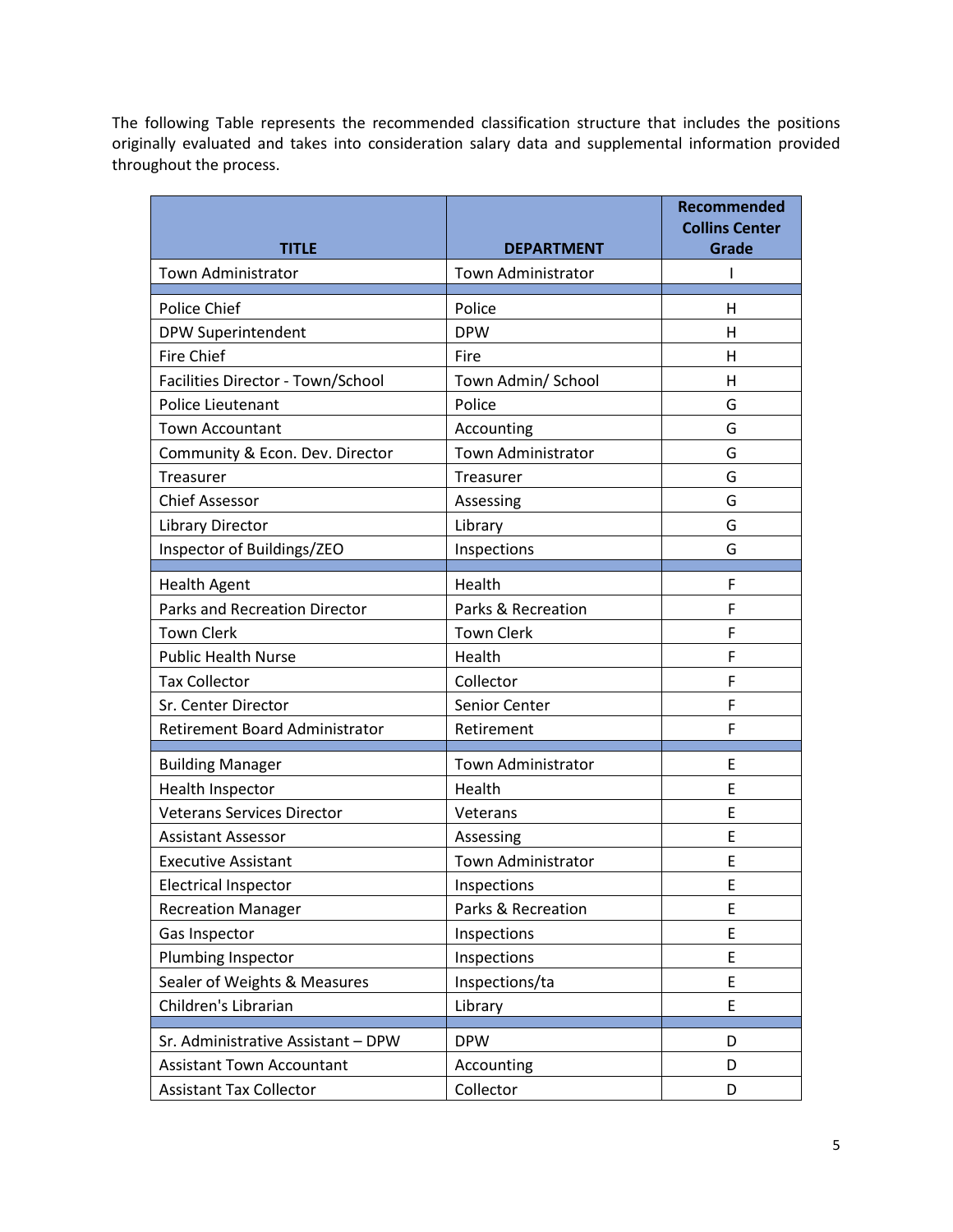The following Table represents the recommended classification structure that includes the positions originally evaluated and takes into consideration salary data and supplemental information provided throughout the process.

| TITLE | DEPARTMENT | Recommended Collins Center Grade |
|---|---|---|
| Town Administrator | Town Administrator | I |
| | | |
| Police Chief | Police | H |
| DPW Superintendent | DPW | H |
| Fire Chief | Fire | H |
| Facilities Director - Town/School | Town Admin/ School | H |
| Police Lieutenant | Police | G |
| Town Accountant | Accounting | G |
| Community & Econ. Dev. Director | Town Administrator | G |
| Treasurer | Treasurer | G |
| Chief Assessor | Assessing | G |
| Library Director | Library | G |
| Inspector of Buildings/ZEO | Inspections | G |
| | | |
| Health Agent | Health | F |
| Parks and Recreation Director | Parks & Recreation | F |
| Town Clerk | Town Clerk | F |
| Public Health Nurse | Health | F |
| Tax Collector | Collector | F |
| Sr. Center Director | Senior Center | F |
| Retirement Board Administrator | Retirement | F |
| | | |
| Building Manager | Town Administrator | E |
| Health Inspector | Health | E |
| Veterans Services Director | Veterans | E |
| Assistant Assessor | Assessing | E |
| Executive Assistant | Town Administrator | E |
| Electrical Inspector | Inspections | E |
| Recreation Manager | Parks & Recreation | E |
| Gas Inspector | Inspections | E |
| Plumbing Inspector | Inspections | E |
| Sealer of Weights & Measures | Inspections/ta | E |
| Children's Librarian | Library | E |
| | | |
| Sr. Administrative Assistant – DPW | DPW | D |
| Assistant Town Accountant | Accounting | D |
| Assistant Tax Collector | Collector | D |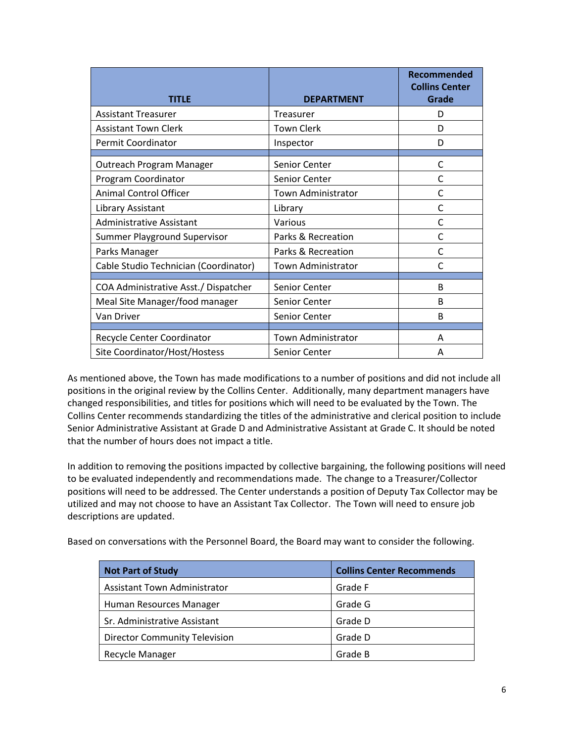| TITLE | DEPARTMENT | Recommended Collins Center Grade |
|---|---|---|
| Assistant Treasurer | Treasurer | D |
| Assistant Town Clerk | Town Clerk | D |
| Permit Coordinator | Inspector | D |
| | | |
| Outreach Program Manager | Senior Center | C |
| Program Coordinator | Senior Center | C |
| Animal Control Officer | Town Administrator | C |
| Library Assistant | Library | C |
| Administrative Assistant | Various | C |
| Summer Playground Supervisor | Parks & Recreation | C |
| Parks Manager | Parks & Recreation | C |
| Cable Studio Technician (Coordinator) | Town Administrator | C |
| | | |
| COA Administrative Asst./ Dispatcher | Senior Center | B |
| Meal Site Manager/food manager | Senior Center | B |
| Van Driver | Senior Center | B |
| | | |
| Recycle Center Coordinator | Town Administrator | A |
| Site Coordinator/Host/Hostess | Senior Center | A |

As mentioned above, the Town has made modifications to a number of positions and did not include all positions in the original review by the Collins Center. Additionally, many department managers have changed responsibilities, and titles for positions which will need to be evaluated by the Town. The Collins Center recommends standardizing the titles of the administrative and clerical position to include Senior Administrative Assistant at Grade D and Administrative Assistant at Grade C. It should be noted that the number of hours does not impact a title.

In addition to removing the positions impacted by collective bargaining, the following positions will need to be evaluated independently and recommendations made. The change to a Treasurer/Collector positions will need to be addressed. The Center understands a position of Deputy Tax Collector may be utilized and may not choose to have an Assistant Tax Collector. The Town will need to ensure job descriptions are updated.

Based on conversations with the Personnel Board, the Board may want to consider the following.

| Not Part of Study | Collins Center Recommends |
|---|---|
| Assistant Town Administrator | Grade F |
| Human Resources Manager | Grade G |
| Sr. Administrative Assistant | Grade D |
| Director Community Television | Grade D |
| Recycle Manager | Grade B |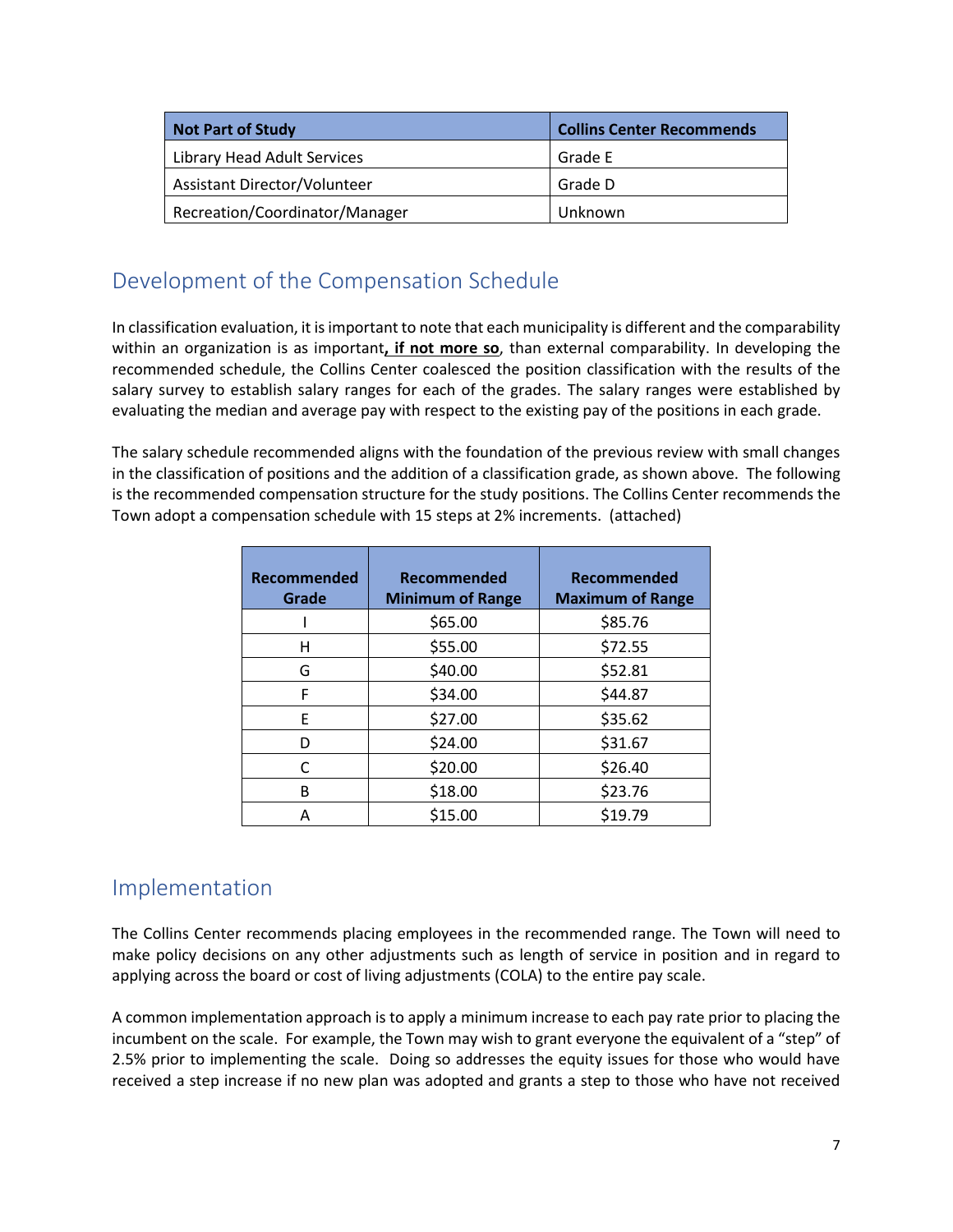| Not Part of Study | Collins Center Recommends |
|---|---|
| Library Head Adult Services | Grade E |
| Assistant Director/Volunteer | Grade D |
| Recreation/Coordinator/Manager | Unknown |

## Development of the Compensation Schedule

In classification evaluation, it is important to note that each municipality is different and the comparability within an organization is as important**, <u>if not more so</u>**, than external comparability. In developing the recommended schedule, the Collins Center coalesced the position classification with the results of the salary survey to establish salary ranges for each of the grades. The salary ranges were established by evaluating the median and average pay with respect to the existing pay of the positions in each grade.

The salary schedule recommended aligns with the foundation of the previous review with small changes in the classification of positions and the addition of a classification grade, as shown above. The following is the recommended compensation structure for the study positions. The Collins Center recommends the Town adopt a compensation schedule with 15 steps at 2% increments. (attached)

| Recommended Grade | Recommended Minimum of Range | Recommended Maximum of Range |
|---|---|---|
| I | $65.00 | $85.76 |
| H | $55.00 | $72.55 |
| G | $40.00 | $52.81 |
| F | $34.00 | $44.87 |
| E | $27.00 | $35.62 |
| D | $24.00 | $31.67 |
| C | $20.00 | $26.40 |
| B | $18.00 | $23.76 |
| A | $15.00 | $19.79 |

## Implementation

The Collins Center recommends placing employees in the recommended range. The Town will need to make policy decisions on any other adjustments such as length of service in position and in regard to applying across the board or cost of living adjustments (COLA) to the entire pay scale.

A common implementation approach is to apply a minimum increase to each pay rate prior to placing the incumbent on the scale. For example, the Town may wish to grant everyone the equivalent of a "step" of 2.5% prior to implementing the scale. Doing so addresses the equity issues for those who would have received a step increase if no new plan was adopted and grants a step to those who have not received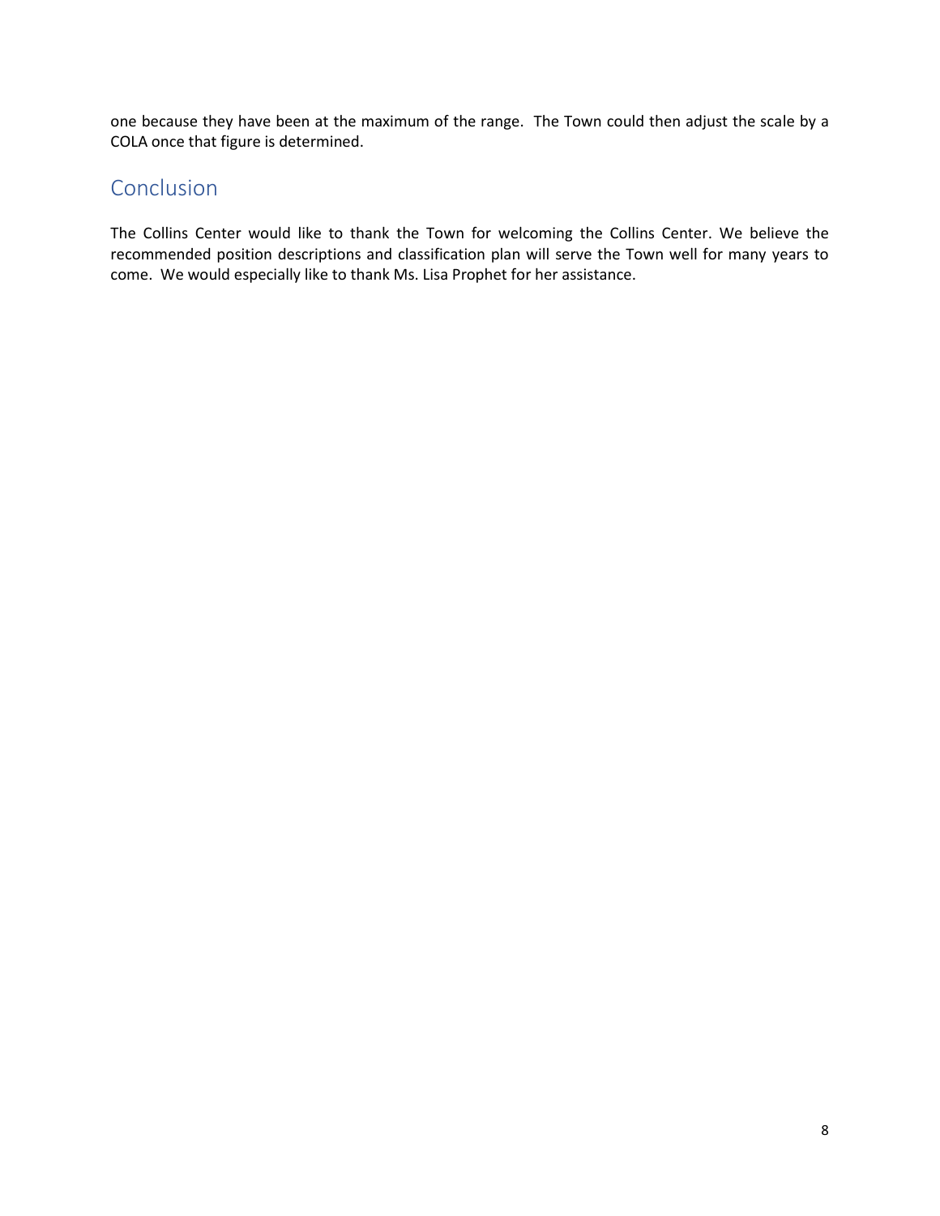one because they have been at the maximum of the range. The Town could then adjust the scale by a COLA once that figure is determined.

## Conclusion

The Collins Center would like to thank the Town for welcoming the Collins Center. We believe the recommended position descriptions and classification plan will serve the Town well for many years to come. We would especially like to thank Ms. Lisa Prophet for her assistance.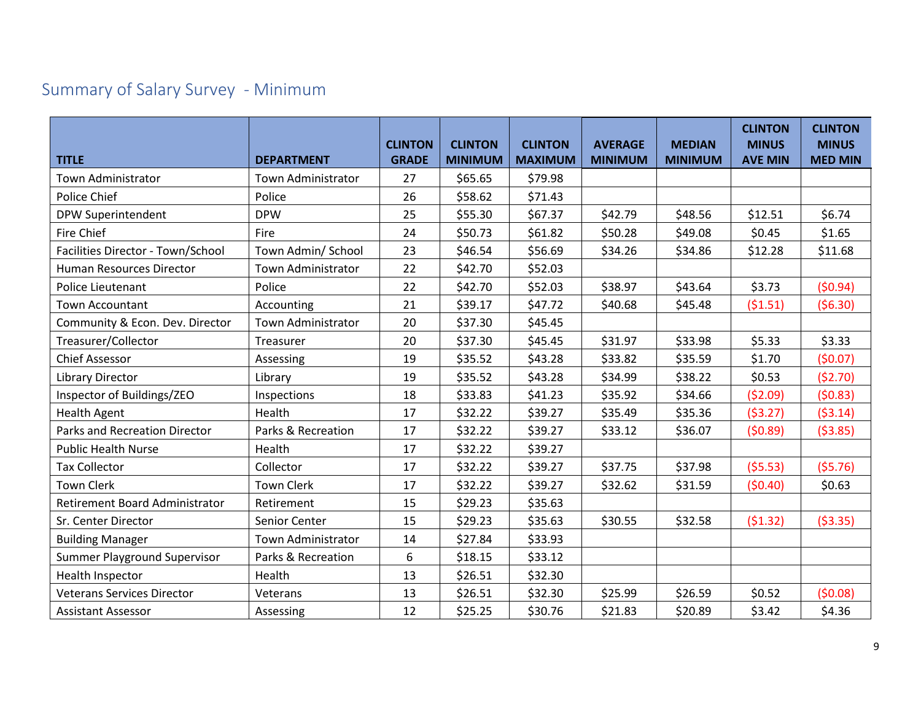## Summary of Salary Survey - Minimum

| TITLE | DEPARTMENT | CLINTON GRADE | CLINTON MINIMUM | CLINTON MAXIMUM | AVERAGE MINIMUM | MEDIAN MINIMUM | CLINTON MINUS AVE MIN | CLINTON MINUS MED MIN |
|---|---|---|---|---|---|---|---|---|
| Town Administrator | Town Administrator | 27 | $65.65 | $79.98 | | | | |
| Police Chief | Police | 26 | $58.62 | $71.43 | | | | |
| DPW Superintendent | DPW | 25 | $55.30 | $67.37 | $42.79 | $48.56 | $12.51 | $6.74 |
| Fire Chief | Fire | 24 | $50.73 | $61.82 | $50.28 | $49.08 | $0.45 | $1.65 |
| Facilities Director - Town/School | Town Admin/ School | 23 | $46.54 | $56.69 | $34.26 | $34.86 | $12.28 | $11.68 |
| Human Resources Director | Town Administrator | 22 | $42.70 | $52.03 | | | | |
| Police Lieutenant | Police | 22 | $42.70 | $52.03 | $38.97 | $43.64 | $3.73 | ($0.94) |
| Town Accountant | Accounting | 21 | $39.17 | $47.72 | $40.68 | $45.48 | ($1.51) | ($6.30) |
| Community & Econ. Dev. Director | Town Administrator | 20 | $37.30 | $45.45 | | | | |
| Treasurer/Collector | Treasurer | 20 | $37.30 | $45.45 | $31.97 | $33.98 | $5.33 | $3.33 |
| Chief Assessor | Assessing | 19 | $35.52 | $43.28 | $33.82 | $35.59 | $1.70 | ($0.07) |
| Library Director | Library | 19 | $35.52 | $43.28 | $34.99 | $38.22 | $0.53 | ($2.70) |
| Inspector of Buildings/ZEO | Inspections | 18 | $33.83 | $41.23 | $35.92 | $34.66 | ($2.09) | ($0.83) |
| Health Agent | Health | 17 | $32.22 | $39.27 | $35.49 | $35.36 | ($3.27) | ($3.14) |
| Parks and Recreation Director | Parks & Recreation | 17 | $32.22 | $39.27 | $33.12 | $36.07 | ($0.89) | ($3.85) |
| Public Health Nurse | Health | 17 | $32.22 | $39.27 | | | | |
| Tax Collector | Collector | 17 | $32.22 | $39.27 | $37.75 | $37.98 | ($5.53) | ($5.76) |
| Town Clerk | Town Clerk | 17 | $32.22 | $39.27 | $32.62 | $31.59 | ($0.40) | $0.63 |
| Retirement Board Administrator | Retirement | 15 | $29.23 | $35.63 | | | | |
| Sr. Center Director | Senior Center | 15 | $29.23 | $35.63 | $30.55 | $32.58 | ($1.32) | ($3.35) |
| Building Manager | Town Administrator | 14 | $27.84 | $33.93 | | | | |
| Summer Playground Supervisor | Parks & Recreation | 6 | $18.15 | $33.12 | | | | |
| Health Inspector | Health | 13 | $26.51 | $32.30 | | | | |
| Veterans Services Director | Veterans | 13 | $26.51 | $32.30 | $25.99 | $26.59 | $0.52 | ($0.08) |
| Assistant Assessor | Assessing | 12 | $25.25 | $30.76 | $21.83 | $20.89 | $3.42 | $4.36 |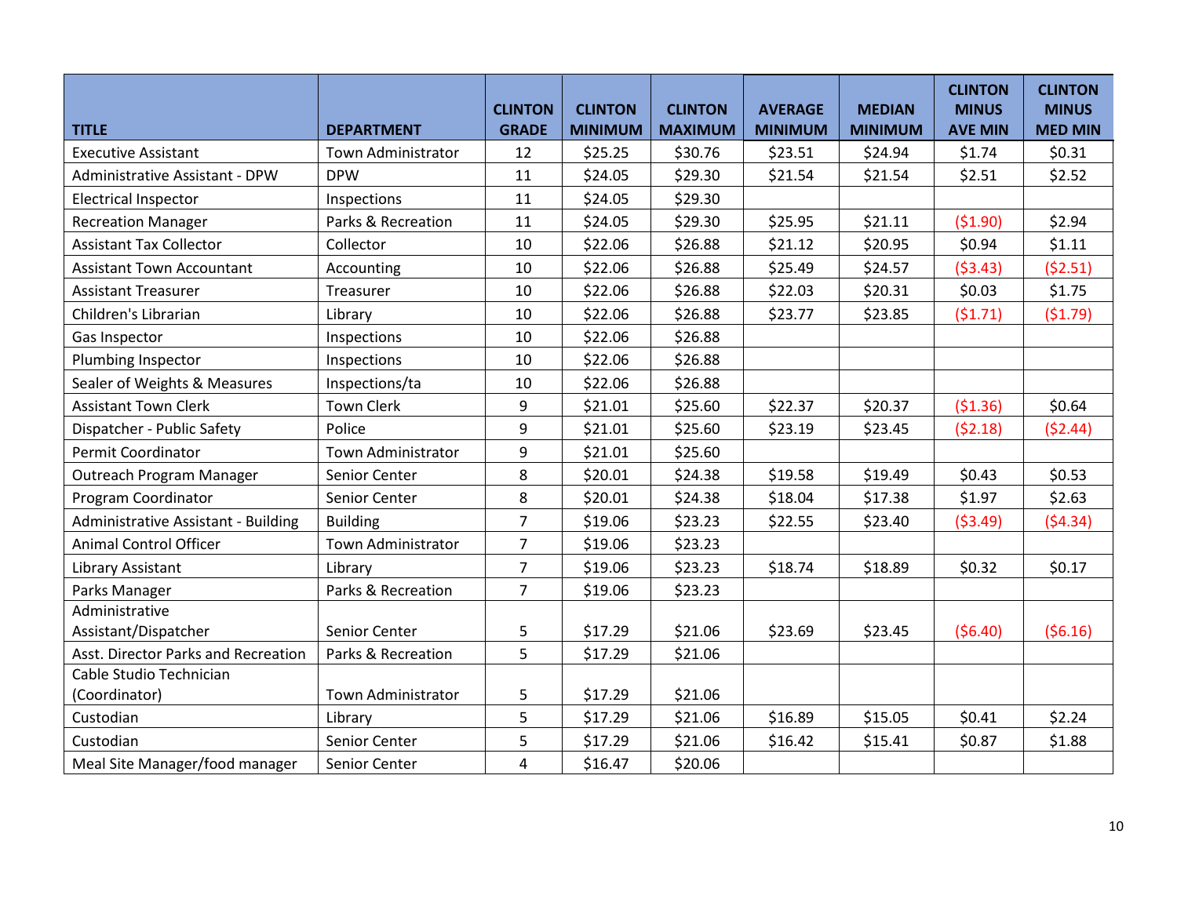| TITLE | DEPARTMENT | CLINTON GRADE | CLINTON MINIMUM | CLINTON MAXIMUM | AVERAGE MINIMUM | MEDIAN MINIMUM | CLINTON MINUS AVE MIN | CLINTON MINUS MED MIN |
|---|---|---|---|---|---|---|---|---|
| Executive Assistant | Town Administrator | 12 | $25.25 | $30.76 | $23.51 | $24.94 | $1.74 | $0.31 |
| Administrative Assistant - DPW | DPW | 11 | $24.05 | $29.30 | $21.54 | $21.54 | $2.51 | $2.52 |
| Electrical Inspector | Inspections | 11 | $24.05 | $29.30 | | | | |
| Recreation Manager | Parks & Recreation | 11 | $24.05 | $29.30 | $25.95 | $21.11 | ($1.90) | $2.94 |
| Assistant Tax Collector | Collector | 10 | $22.06 | $26.88 | $21.12 | $20.95 | $0.94 | $1.11 |
| Assistant Town Accountant | Accounting | 10 | $22.06 | $26.88 | $25.49 | $24.57 | ($3.43) | ($2.51) |
| Assistant Treasurer | Treasurer | 10 | $22.06 | $26.88 | $22.03 | $20.31 | $0.03 | $1.75 |
| Children's Librarian | Library | 10 | $22.06 | $26.88 | $23.77 | $23.85 | ($1.71) | ($1.79) |
| Gas Inspector | Inspections | 10 | $22.06 | $26.88 | | | | |
| Plumbing Inspector | Inspections | 10 | $22.06 | $26.88 | | | | |
| Sealer of Weights & Measures | Inspections/ta | 10 | $22.06 | $26.88 | | | | |
| Assistant Town Clerk | Town Clerk | 9 | $21.01 | $25.60 | $22.37 | $20.37 | ($1.36) | $0.64 |
| Dispatcher - Public Safety | Police | 9 | $21.01 | $25.60 | $23.19 | $23.45 | ($2.18) | ($2.44) |
| Permit Coordinator | Town Administrator | 9 | $21.01 | $25.60 | | | | |
| Outreach Program Manager | Senior Center | 8 | $20.01 | $24.38 | $19.58 | $19.49 | $0.43 | $0.53 |
| Program Coordinator | Senior Center | 8 | $20.01 | $24.38 | $18.04 | $17.38 | $1.97 | $2.63 |
| Administrative Assistant - Building | Building | 7 | $19.06 | $23.23 | $22.55 | $23.40 | ($3.49) | ($4.34) |
| Animal Control Officer | Town Administrator | 7 | $19.06 | $23.23 | | | | |
| Library Assistant | Library | 7 | $19.06 | $23.23 | $18.74 | $18.89 | $0.32 | $0.17 |
| Parks Manager | Parks & Recreation | 7 | $19.06 | $23.23 | | | | |
| Administrative Assistant/Dispatcher | Senior Center | 5 | $17.29 | $21.06 | $23.69 | $23.45 | ($6.40) | ($6.16) |
| Asst. Director Parks and Recreation | Parks & Recreation | 5 | $17.29 | $21.06 | | | | |
| Cable Studio Technician (Coordinator) | Town Administrator | 5 | $17.29 | $21.06 | | | | |
| Custodian | Library | 5 | $17.29 | $21.06 | $16.89 | $15.05 | $0.41 | $2.24 |
| Custodian | Senior Center | 5 | $17.29 | $21.06 | $16.42 | $15.41 | $0.87 | $1.88 |
| Meal Site Manager/food manager | Senior Center | 4 | $16.47 | $20.06 | | | | |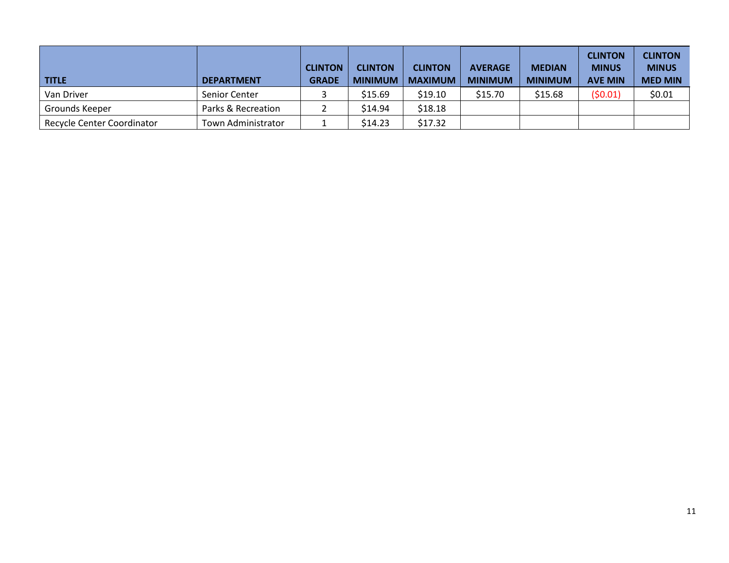| TITLE | DEPARTMENT | CLINTON GRADE | CLINTON MINIMUM | CLINTON MAXIMUM | AVERAGE MINIMUM | MEDIAN MINIMUM | CLINTON MINUS AVE MIN | CLINTON MINUS MED MIN |
|---|---|---|---|---|---|---|---|---|
| Van Driver | Senior Center | 3 | $15.69 | $19.10 | $15.70 | $15.68 | ($0.01) | $0.01 |
| Grounds Keeper | Parks & Recreation | 2 | $14.94 | $18.18 | | | | |
| Recycle Center Coordinator | Town Administrator | 1 | $14.23 | $17.32 | | | | |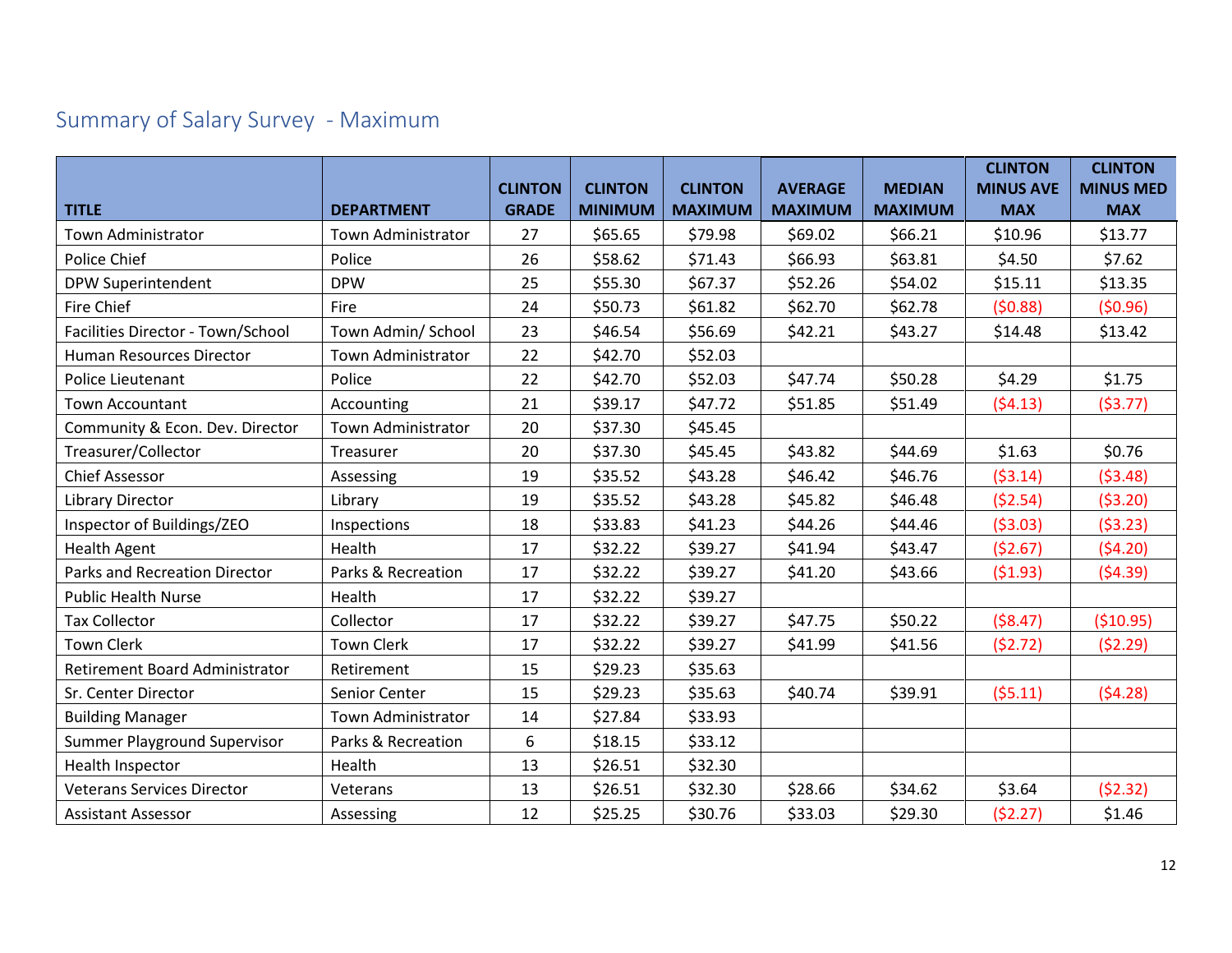## Summary of Salary Survey - Maximum

| TITLE | DEPARTMENT | CLINTON GRADE | CLINTON MINIMUM | CLINTON MAXIMUM | AVERAGE MAXIMUM | MEDIAN MAXIMUM | CLINTON MINUS AVE MAX | CLINTON MINUS MED MAX |
|---|---|---|---|---|---|---|---|---|
| Town Administrator | Town Administrator | 27 | $65.65 | $79.98 | $69.02 | $66.21 | $10.96 | $13.77 |
| Police Chief | Police | 26 | $58.62 | $71.43 | $66.93 | $63.81 | $4.50 | $7.62 |
| DPW Superintendent | DPW | 25 | $55.30 | $67.37 | $52.26 | $54.02 | $15.11 | $13.35 |
| Fire Chief | Fire | 24 | $50.73 | $61.82 | $62.70 | $62.78 | ($0.88) | ($0.96) |
| Facilities Director - Town/School | Town Admin/ School | 23 | $46.54 | $56.69 | $42.21 | $43.27 | $14.48 | $13.42 |
| Human Resources Director | Town Administrator | 22 | $42.70 | $52.03 | | | | |
| Police Lieutenant | Police | 22 | $42.70 | $52.03 | $47.74 | $50.28 | $4.29 | $1.75 |
| Town Accountant | Accounting | 21 | $39.17 | $47.72 | $51.85 | $51.49 | ($4.13) | ($3.77) |
| Community & Econ. Dev. Director | Town Administrator | 20 | $37.30 | $45.45 | | | | |
| Treasurer/Collector | Treasurer | 20 | $37.30 | $45.45 | $43.82 | $44.69 | $1.63 | $0.76 |
| Chief Assessor | Assessing | 19 | $35.52 | $43.28 | $46.42 | $46.76 | ($3.14) | ($3.48) |
| Library Director | Library | 19 | $35.52 | $43.28 | $45.82 | $46.48 | ($2.54) | ($3.20) |
| Inspector of Buildings/ZEO | Inspections | 18 | $33.83 | $41.23 | $44.26 | $44.46 | ($3.03) | ($3.23) |
| Health Agent | Health | 17 | $32.22 | $39.27 | $41.94 | $43.47 | ($2.67) | ($4.20) |
| Parks and Recreation Director | Parks & Recreation | 17 | $32.22 | $39.27 | $41.20 | $43.66 | ($1.93) | ($4.39) |
| Public Health Nurse | Health | 17 | $32.22 | $39.27 | | | | |
| Tax Collector | Collector | 17 | $32.22 | $39.27 | $47.75 | $50.22 | ($8.47) | ($10.95) |
| Town Clerk | Town Clerk | 17 | $32.22 | $39.27 | $41.99 | $41.56 | ($2.72) | ($2.29) |
| Retirement Board Administrator | Retirement | 15 | $29.23 | $35.63 | | | | |
| Sr. Center Director | Senior Center | 15 | $29.23 | $35.63 | $40.74 | $39.91 | ($5.11) | ($4.28) |
| Building Manager | Town Administrator | 14 | $27.84 | $33.93 | | | | |
| Summer Playground Supervisor | Parks & Recreation | 6 | $18.15 | $33.12 | | | | |
| Health Inspector | Health | 13 | $26.51 | $32.30 | | | | |
| Veterans Services Director | Veterans | 13 | $26.51 | $32.30 | $28.66 | $34.62 | $3.64 | ($2.32) |
| Assistant Assessor | Assessing | 12 | $25.25 | $30.76 | $33.03 | $29.30 | ($2.27) | $1.46 |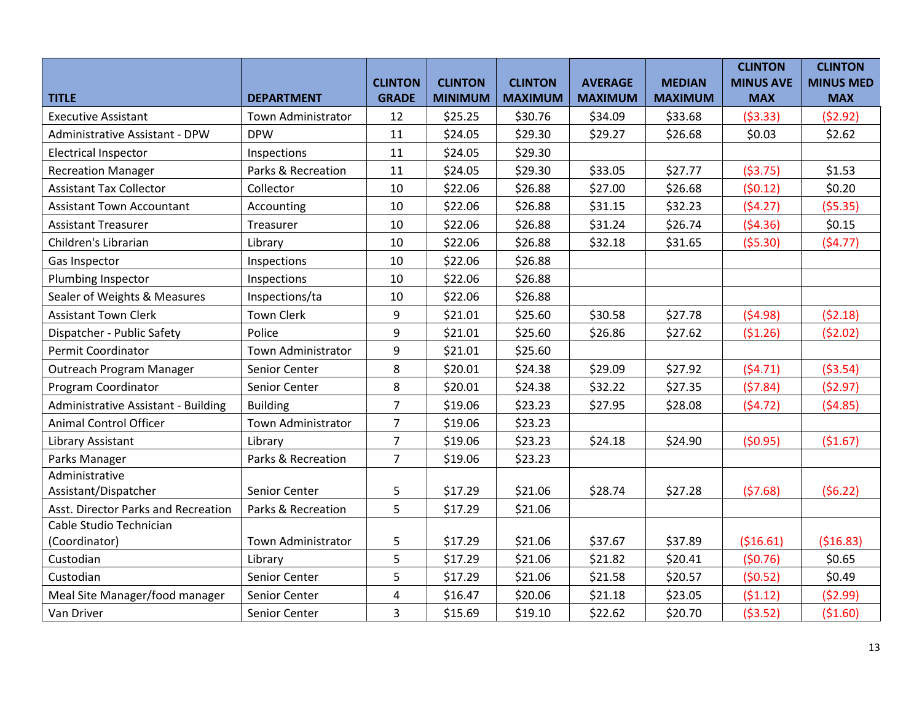| TITLE | DEPARTMENT | CLINTON GRADE | CLINTON MINIMUM | CLINTON MAXIMUM | AVERAGE MAXIMUM | MEDIAN MAXIMUM | CLINTON MINUS AVE MAX | CLINTON MINUS MED MAX |
|---|---|---|---|---|---|---|---|---|
| Executive Assistant | Town Administrator | 12 | $25.25 | $30.76 | $34.09 | $33.68 | ($3.33) | ($2.92) |
| Administrative Assistant - DPW | DPW | 11 | $24.05 | $29.30 | $29.27 | $26.68 | $0.03 | $2.62 |
| Electrical Inspector | Inspections | 11 | $24.05 | $29.30 | | | | |
| Recreation Manager | Parks & Recreation | 11 | $24.05 | $29.30 | $33.05 | $27.77 | ($3.75) | $1.53 |
| Assistant Tax Collector | Collector | 10 | $22.06 | $26.88 | $27.00 | $26.68 | ($0.12) | $0.20 |
| Assistant Town Accountant | Accounting | 10 | $22.06 | $26.88 | $31.15 | $32.23 | ($4.27) | ($5.35) |
| Assistant Treasurer | Treasurer | 10 | $22.06 | $26.88 | $31.24 | $26.74 | ($4.36) | $0.15 |
| Children's Librarian | Library | 10 | $22.06 | $26.88 | $32.18 | $31.65 | ($5.30) | ($4.77) |
| Gas Inspector | Inspections | 10 | $22.06 | $26.88 | | | | |
| Plumbing Inspector | Inspections | 10 | $22.06 | $26.88 | | | | |
| Sealer of Weights & Measures | Inspections/ta | 10 | $22.06 | $26.88 | | | | |
| Assistant Town Clerk | Town Clerk | 9 | $21.01 | $25.60 | $30.58 | $27.78 | ($4.98) | ($2.18) |
| Dispatcher - Public Safety | Police | 9 | $21.01 | $25.60 | $26.86 | $27.62 | ($1.26) | ($2.02) |
| Permit Coordinator | Town Administrator | 9 | $21.01 | $25.60 | | | | |
| Outreach Program Manager | Senior Center | 8 | $20.01 | $24.38 | $29.09 | $27.92 | ($4.71) | ($3.54) |
| Program Coordinator | Senior Center | 8 | $20.01 | $24.38 | $32.22 | $27.35 | ($7.84) | ($2.97) |
| Administrative Assistant - Building | Building | 7 | $19.06 | $23.23 | $27.95 | $28.08 | ($4.72) | ($4.85) |
| Animal Control Officer | Town Administrator | 7 | $19.06 | $23.23 | | | | |
| Library Assistant | Library | 7 | $19.06 | $23.23 | $24.18 | $24.90 | ($0.95) | ($1.67) |
| Parks Manager | Parks & Recreation | 7 | $19.06 | $23.23 | | | | |
| Administrative Assistant/Dispatcher | Senior Center | 5 | $17.29 | $21.06 | $28.74 | $27.28 | ($7.68) | ($6.22) |
| Asst. Director Parks and Recreation | Parks & Recreation | 5 | $17.29 | $21.06 | | | | |
| Cable Studio Technician (Coordinator) | Town Administrator | 5 | $17.29 | $21.06 | $37.67 | $37.89 | ($16.61) | ($16.83) |
| Custodian | Library | 5 | $17.29 | $21.06 | $21.82 | $20.41 | ($0.76) | $0.65 |
| Custodian | Senior Center | 5 | $17.29 | $21.06 | $21.58 | $20.57 | ($0.52) | $0.49 |
| Meal Site Manager/food manager | Senior Center | 4 | $16.47 | $20.06 | $21.18 | $23.05 | ($1.12) | ($2.99) |
| Van Driver | Senior Center | 3 | $15.69 | $19.10 | $22.62 | $20.70 | ($3.52) | ($1.60) |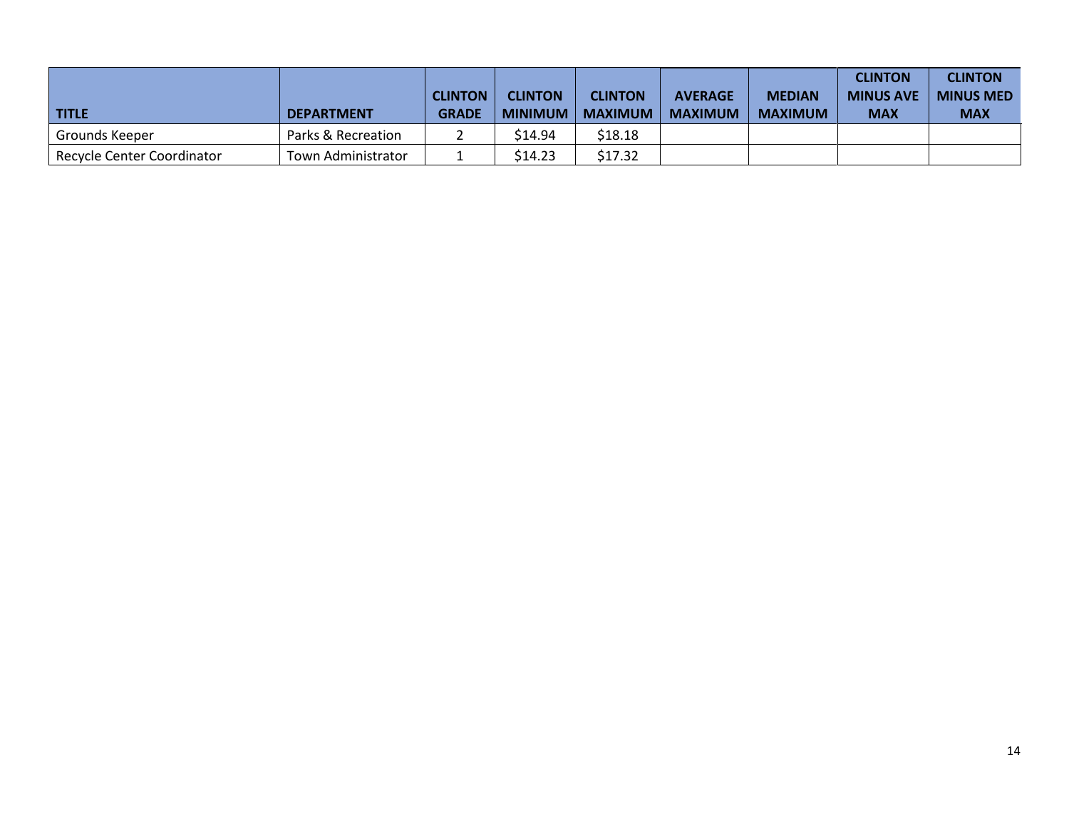| TITLE | DEPARTMENT | CLINTON GRADE | CLINTON MINIMUM | CLINTON MAXIMUM | AVERAGE MAXIMUM | MEDIAN MAXIMUM | CLINTON MINUS AVE MAX | CLINTON MINUS MED MAX |
|---|---|---|---|---|---|---|---|---|
| Grounds Keeper | Parks & Recreation | 2 | $14.94 | $18.18 | | | | |
| Recycle Center Coordinator | Town Administrator | 1 | $14.23 | $17.32 | | | | |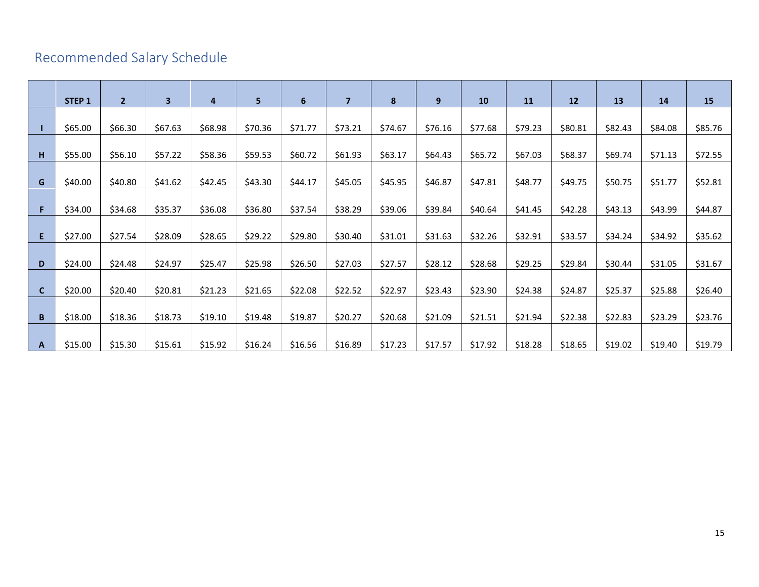## Recommended Salary Schedule

| | STEP 1 | 2 | 3 | 4 | 5 | 6 | 7 | 8 | 9 | 10 | 11 | 12 | 13 | 14 | 15 |
|---|---|---|---|---|---|---|---|---|---|---|---|---|---|---|---|
| **I** | $65.00 | $66.30 | $67.63 | $68.98 | $70.36 | $71.77 | $73.21 | $74.67 | $76.16 | $77.68 | $79.23 | $80.81 | $82.43 | $84.08 | $85.76 |
| **H** | $55.00 | $56.10 | $57.22 | $58.36 | $59.53 | $60.72 | $61.93 | $63.17 | $64.43 | $65.72 | $67.03 | $68.37 | $69.74 | $71.13 | $72.55 |
| **G** | $40.00 | $40.80 | $41.62 | $42.45 | $43.30 | $44.17 | $45.05 | $45.95 | $46.87 | $47.81 | $48.77 | $49.75 | $50.75 | $51.77 | $52.81 |
| **F** | $34.00 | $34.68 | $35.37 | $36.08 | $36.80 | $37.54 | $38.29 | $39.06 | $39.84 | $40.64 | $41.45 | $42.28 | $43.13 | $43.99 | $44.87 |
| **E** | $27.00 | $27.54 | $28.09 | $28.65 | $29.22 | $29.80 | $30.40 | $31.01 | $31.63 | $32.26 | $32.91 | $33.57 | $34.24 | $34.92 | $35.62 |
| **D** | $24.00 | $24.48 | $24.97 | $25.47 | $25.98 | $26.50 | $27.03 | $27.57 | $28.12 | $28.68 | $29.25 | $29.84 | $30.44 | $31.05 | $31.67 |
| **C** | $20.00 | $20.40 | $20.81 | $21.23 | $21.65 | $22.08 | $22.52 | $22.97 | $23.43 | $23.90 | $24.38 | $24.87 | $25.37 | $25.88 | $26.40 |
| **B** | $18.00 | $18.36 | $18.73 | $19.10 | $19.48 | $19.87 | $20.27 | $20.68 | $21.09 | $21.51 | $21.94 | $22.38 | $22.83 | $23.29 | $23.76 |
| **A** | $15.00 | $15.30 | $15.61 | $15.92 | $16.24 | $16.56 | $16.89 | $17.23 | $17.57 | $17.92 | $18.28 | $18.65 | $19.02 | $19.40 | $19.79 |